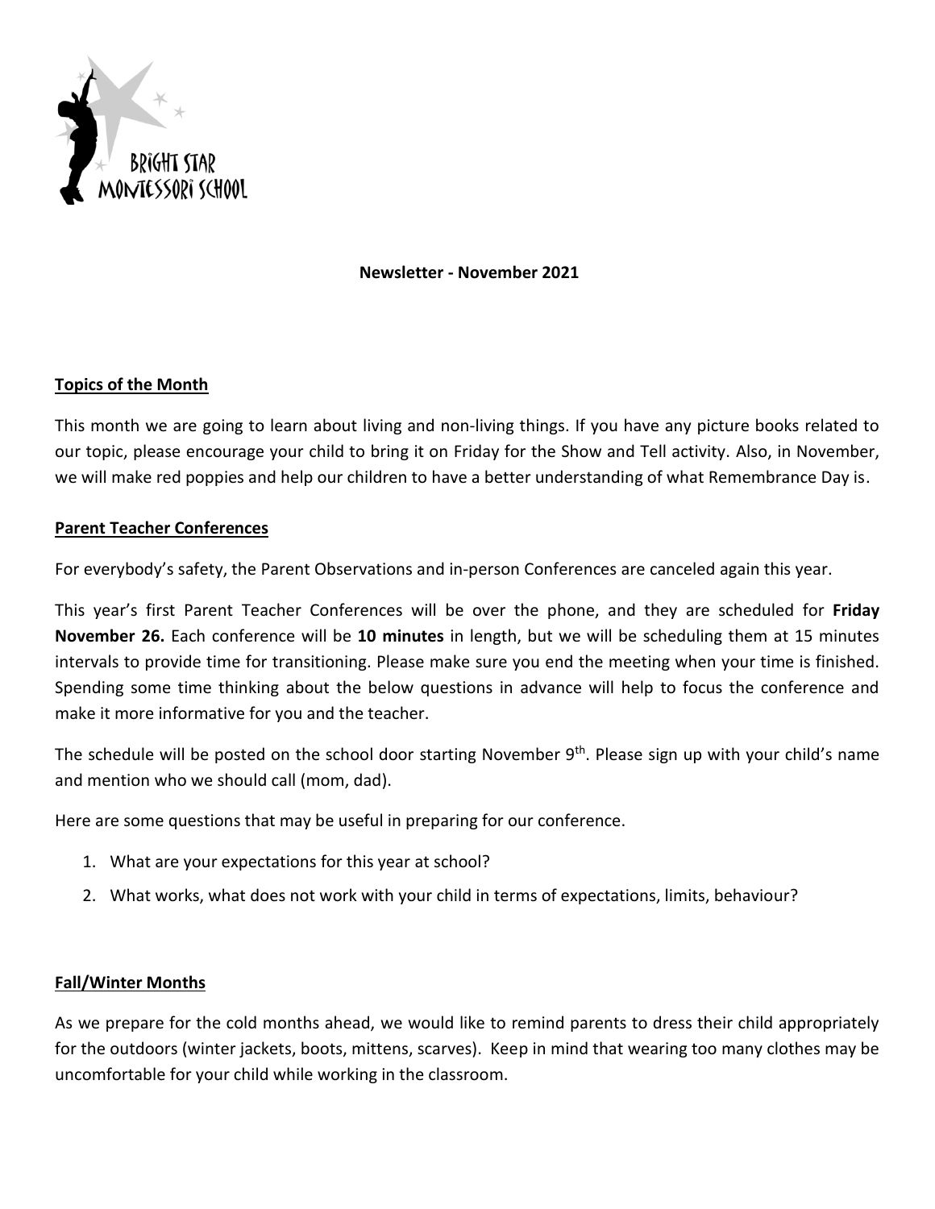BRIGHT STAR MONTESSORI SCHOOL

**Newsletter - November 2021**

## Topics of the Month

This month we are going to learn about living and non-living things. If you have any picture books related to our topic, please encourage your child to bring it on Friday for the Show and Tell activity. Also, in November, we will make red poppies and help our children to have a better understanding of what Remembrance Day is.

## Parent Teacher Conferences

For everybody's safety, the Parent Observations and in-person Conferences are canceled again this year.

This year's first Parent Teacher Conferences will be over the phone, and they are scheduled for **Friday November 26.** Each conference will be **10 minutes** in length, but we will be scheduling them at 15 minutes intervals to provide time for transitioning. Please make sure you end the meeting when your time is finished. Spending some time thinking about the below questions in advance will help to focus the conference and make it more informative for you and the teacher.

The schedule will be posted on the school door starting November 9th. Please sign up with your child's name and mention who we should call (mom, dad).

Here are some questions that may be useful in preparing for our conference.

1. What are your expectations for this year at school?
2. What works, what does not work with your child in terms of expectations, limits, behaviour?

## Fall/Winter Months

As we prepare for the cold months ahead, we would like to remind parents to dress their child appropriately for the outdoors (winter jackets, boots, mittens, scarves). Keep in mind that wearing too many clothes may be uncomfortable for your child while working in the classroom.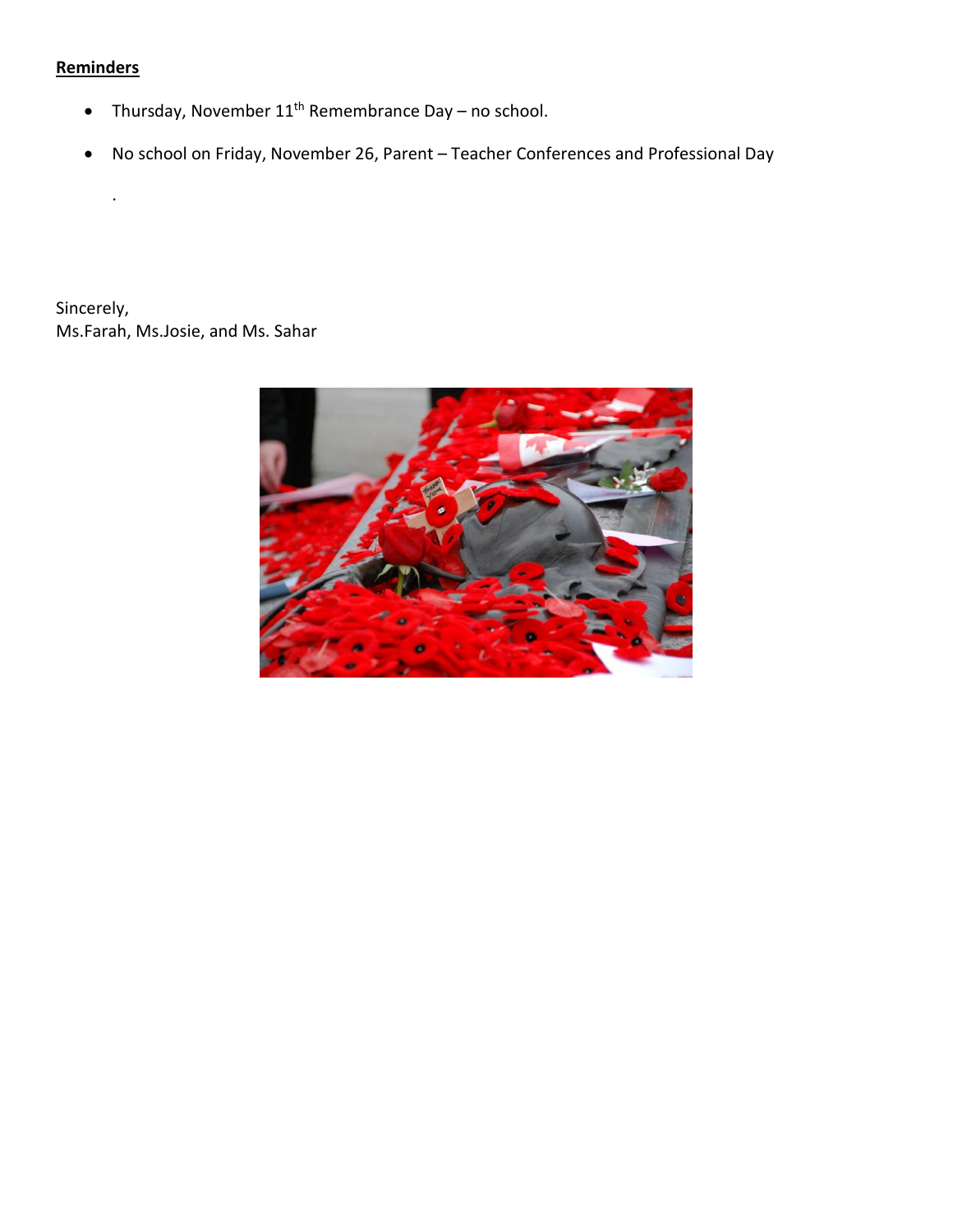**Reminders**

- Thursday, November 11th Remembrance Day – no school.
- No school on Friday, November 26, Parent – Teacher Conferences and Professional Day

.

Sincerely,
Ms.Farah, Ms.Josie, and Ms. Sahar